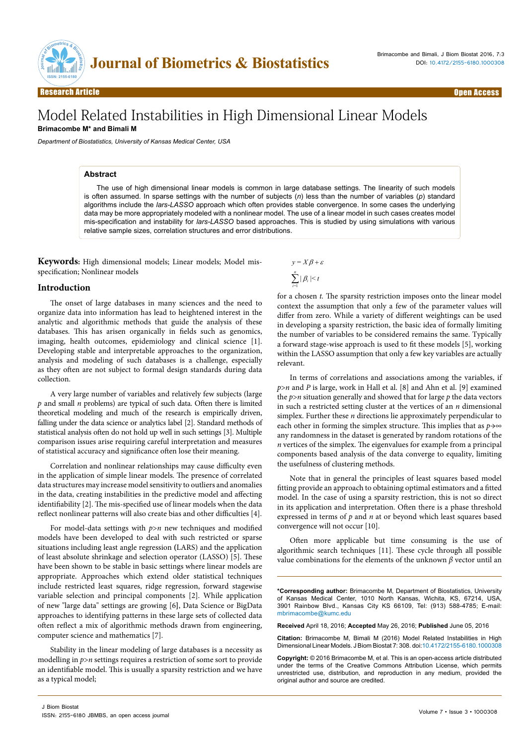# Model Related Instabilities in High Dimensional Linear Models

**Brimacombe M\* and Bimali M**

*Department of Biostatistics, University of Kansas Medical Center, USA*

**Research Article** — **Open Access**

## Abstract

The use of high dimensional linear models is common in large database settings. The linearity of such models is often assumed. In sparse settings with the number of subjects ($n$) less than the number of variables ($p$) standard algorithms include the *lars-LASSO* approach which often provides stable convergence. In some cases the underlying data may be more appropriately modeled with a nonlinear model. The use of a linear model in such cases creates model mis-specification and instability for *lars-LASSO* based approaches. This is studied by using simulations with various relative sample sizes, correlation structures and error distributions.

**Keywords:** High dimensional models; Linear models; Model mis-specification; Nonlinear models

## Introduction

The onset of large databases in many sciences and the need to organize data into information has lead to heightened interest in the analytic and algorithmic methods that guide the analysis of these databases. This has arisen organically in fields such as genomics, imaging, health outcomes, epidemiology and clinical science [1]. Developing stable and interpretable approaches to the organization, analysis and modeling of such databases is a challenge, especially as they often are not subject to formal design standards during data collection.

A very large number of variables and relatively few subjects (large $p$ and small $n$ problems) are typical of such data. Often there is limited theoretical modeling and much of the research is empirically driven, falling under the data science or analytics label [2]. Standard methods of statistical analysis often do not hold up well in such settings [3]. Multiple comparison issues arise requiring careful interpretation and measures of statistical accuracy and significance often lose their meaning.

Correlation and nonlinear relationships may cause difficulty even in the application of simple linear models. The presence of correlated data structures may increase model sensitivity to outliers and anomalies in the data, creating instabilities in the predictive model and affecting identifiability [2]. The mis-specified use of linear models when the data reflect nonlinear patterns will also create bias and other difficulties [4].

For model-data settings with $p>n$ new techniques and modified models have been developed to deal with such restricted or sparse situations including least angle regression (LARS) and the application of least absolute shrinkage and selection operator (LASSO) [5]. These have been shown to be stable in basic settings where linear models are appropriate. Approaches which extend older statistical techniques include restricted least squares, ridge regression, forward stagewise variable selection and principal components [2]. While application of new "large data" settings are growing [6], Data Science or BigData approaches to identifying patterns in these large sets of collected data often reflect a mix of algorithmic methods drawn from engineering, computer science and mathematics [7].

Stability in the linear modeling of large databases is a necessity as modelling in $p>n$ settings requires a restriction of some sort to provide an identifiable model. This is usually a sparsity restriction and we have as a typical model;

$$y = X\beta + \varepsilon$$

$$\sum_{i=1}^{n} |\beta_i| < t$$

for a chosen $t$. The sparsity restriction imposes onto the linear model context the assumption that only a few of the parameter values will differ from zero. While a variety of different weightings can be used in developing a sparsity restriction, the basic idea of formally limiting the number of variables to be considered remains the same. Typically a forward stage-wise approach is used to fit these models [5], working within the LASSO assumption that only a few key variables are actually relevant.

In terms of correlations and associations among the variables, if $p>n$ and $P$ is large, work in Hall et al. [8] and Ahn et al. [9] examined the $p>n$ situation generally and showed that for large $p$ the data vectors in such a restricted setting cluster at the vertices of an $n$ dimensional simplex. Further these $n$ directions lie approximately perpendicular to each other in forming the simplex structure. This implies that as $p\to\infty$ any randomness in the dataset is generated by random rotations of the $n$ vertices of the simplex. The eigenvalues for example from a principal components based analysis of the data converge to equality, limiting the usefulness of clustering methods.

Note that in general the principles of least squares based model fitting provide an approach to obtaining optimal estimators and a fitted model. In the case of using a sparsity restriction, this is not so direct in its application and interpretation. Often there is a phase threshold expressed in terms of $p$ and $n$ at or beyond which least squares based convergence will not occur [10].

Often more applicable but time consuming is the use of algorithmic search techniques [11]. These cycle through all possible value combinations for the elements of the unknown $\beta$ vector until an

---

**\*Corresponding author:** Brimacombe M, Department of Biostatistics, University of Kansas Medical Center, 1010 North Kansas, Wichita, KS, 67214, USA, 3901 Rainbow Blvd., Kansas City KS 66109, Tel: (913) 588-4785; E-mail: mbrimacombe@kumc.edu

**Received** April 18, 2016; **Accepted** May 26, 2016; **Published** June 05, 2016

**Citation:** Brimacombe M, Bimali M (2016) Model Related Instabilities in High Dimensional Linear Models. J Biom Biostat 7: 308. doi:10.4172/2155-6180.1000308

**Copyright:** © 2016 Brimacombe M, et al. This is an open-access article distributed under the terms of the Creative Commons Attribution License, which permits unrestricted use, distribution, and reproduction in any medium, provided the original author and source are credited.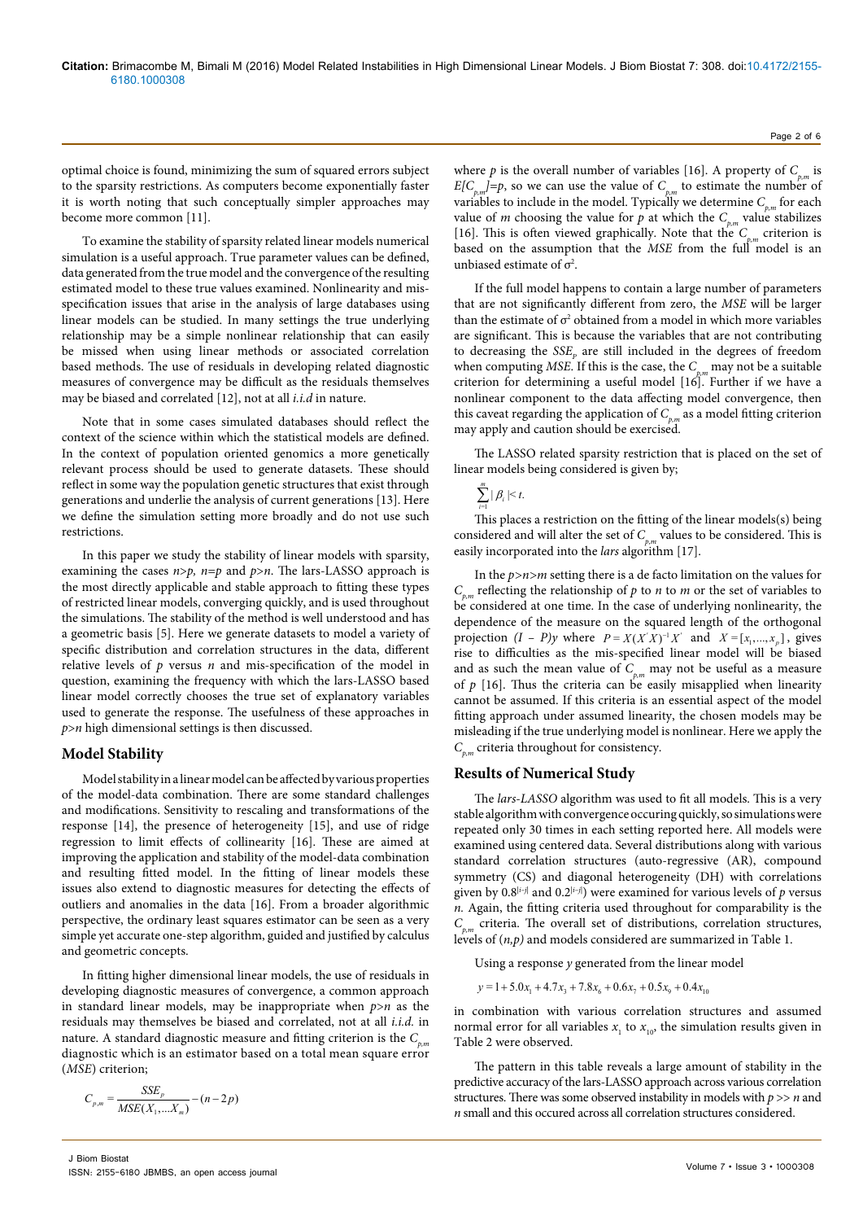optimal choice is found, minimizing the sum of squared errors subject to the sparsity restrictions. As computers become exponentially faster it is worth noting that such conceptually simpler approaches may become more common [11].

To examine the stability of sparsity related linear models numerical simulation is a useful approach. True parameter values can be defined, data generated from the true model and the convergence of the resulting estimated model to these true values examined. Nonlinearity and mis-specification issues that arise in the analysis of large databases using linear models can be studied. In many settings the true underlying relationship may be a simple nonlinear relationship that can easily be missed when using linear methods or associated correlation based methods. The use of residuals in developing related diagnostic measures of convergence may be difficult as the residuals themselves may be biased and correlated [12], not at all *i.i.d* in nature.

Note that in some cases simulated databases should reflect the context of the science within which the statistical models are defined. In the context of population oriented genomics a more genetically relevant process should be used to generate datasets. These should reflect in some way the population genetic structures that exist through generations and underlie the analysis of current generations [13]. Here we define the simulation setting more broadly and do not use such restrictions.

In this paper we study the stability of linear models with sparsity, examining the cases $n>p$, $n=p$ and $p>n$. The lars-LASSO approach is the most directly applicable and stable approach to fitting these types of restricted linear models, converging quickly, and is used throughout the simulations. The stability of the method is well understood and has a geometric basis [5]. Here we generate datasets to model a variety of specific distribution and correlation structures in the data, different relative levels of $p$ versus $n$ and mis-specification of the model in question, examining the frequency with which the lars-LASSO based linear model correctly chooses the true set of explanatory variables used to generate the response. The usefulness of these approaches in $p>n$ high dimensional settings is then discussed.

## Model Stability

Model stability in a linear model can be affected by various properties of the model-data combination. There are some standard challenges and modifications. Sensitivity to rescaling and transformations of the response [14], the presence of heterogeneity [15], and use of ridge regression to limit effects of collinearity [16]. These are aimed at improving the application and stability of the model-data combination and resulting fitted model. In the fitting of linear models these issues also extend to diagnostic measures for detecting the effects of outliers and anomalies in the data [16]. From a broader algorithmic perspective, the ordinary least squares estimator can be seen as a very simple yet accurate one-step algorithm, guided and justified by calculus and geometric concepts.

In fitting higher dimensional linear models, the use of residuals in developing diagnostic measures of convergence, a common approach in standard linear models, may be inappropriate when $p>n$ as the residuals may themselves be biased and correlated, not at all *i.i.d.* in nature. A standard diagnostic measure and fitting criterion is the $C_{p,m}$ diagnostic which is an estimator based on a total mean square error (*MSE*) criterion;

$$C_{p,m} = \frac{SSE_p}{MSE(X_1,...X_m)} - (n-2p)$$

where $p$ is the overall number of variables [16]. A property of $C_{p,m}$ is $E[C_{p,m}]=p$, so we can use the value of $C_{p,m}$ to estimate the number of variables to include in the model. Typically we determine $C_{p,m}$ for each value of $m$ choosing the value for $p$ at which the $C_{p,m}$ value stabilizes [16]. This is often viewed graphically. Note that the $C_{p,m}$ criterion is based on the assumption that the *MSE* from the full model is an unbiased estimate of $\sigma^2$.

If the full model happens to contain a large number of parameters that are not significantly different from zero, the *MSE* will be larger than the estimate of $\sigma^2$ obtained from a model in which more variables are significant. This is because the variables that are not contributing to decreasing the $SSE_p$ are still included in the degrees of freedom when computing *MSE*. If this is the case, the $C_{p,m}$ may not be a suitable criterion for determining a useful model [16]. Further if we have a nonlinear component to the data affecting model convergence, then this caveat regarding the application of $C_{p,m}$ as a model fitting criterion may apply and caution should be exercised.

The LASSO related sparsity restriction that is placed on the set of linear models being considered is given by;

$$\sum_{i=1}^{m} |\beta_i| < t.$$

This places a restriction on the fitting of the linear models(s) being considered and will alter the set of $C_{p,m}$ values to be considered. This is easily incorporated into the *lars* algorithm [17].

In the $p>n>m$ setting there is a de facto limitation on the values for $C_{p,m}$ reflecting the relationship of $p$ to $n$ to $m$ or the set of variables to be considered at one time. In the case of underlying nonlinearity, the dependence of the measure on the squared length of the orthogonal projection $(I - P)y$ where $P = X(X'X)^{-1}X'$ and $X=[x_1,...,x_p]$, gives rise to difficulties as the mis-specified linear model will be biased and as such the mean value of $C_{p,m}$ may not be useful as a measure of $p$ [16]. Thus the criteria can be easily misapplied when linearity cannot be assumed. If this criteria is an essential aspect of the model fitting approach under assumed linearity, the chosen models may be misleading if the true underlying model is nonlinear. Here we apply the $C_{p,m}$ criteria throughout for consistency.

## Results of Numerical Study

The *lars-LASSO* algorithm was used to fit all models. This is a very stable algorithm with convergence occuring quickly, so simulations were repeated only 30 times in each setting reported here. All models were examined using centered data. Several distributions along with various standard correlation structures (auto-regressive (AR), compound symmetry (CS) and diagonal heterogeneity (DH) with correlations given by $0.8^{|i-j|}$ and $0.2^{|i-j|}$) were examined for various levels of $p$ versus $n$. Again, the fitting criteria used throughout for comparability is the $C_{p,m}$ criteria. The overall set of distributions, correlation structures, levels of $(n,p)$ and models considered are summarized in Table 1.

Using a response $y$ generated from the linear model

$$y = 1 + 5.0x_1 + 4.7x_3 + 7.8x_6 + 0.6x_7 + 0.5x_9 + 0.4x_{10}$$

in combination with various correlation structures and assumed normal error for all variables $x_1$ to $x_{10}$, the simulation results given in Table 2 were observed.

The pattern in this table reveals a large amount of stability in the predictive accuracy of the lars-LASSO approach across various correlation structures. There was some observed instability in models with $p >> n$ and $n$ small and this occured across all correlation structures considered.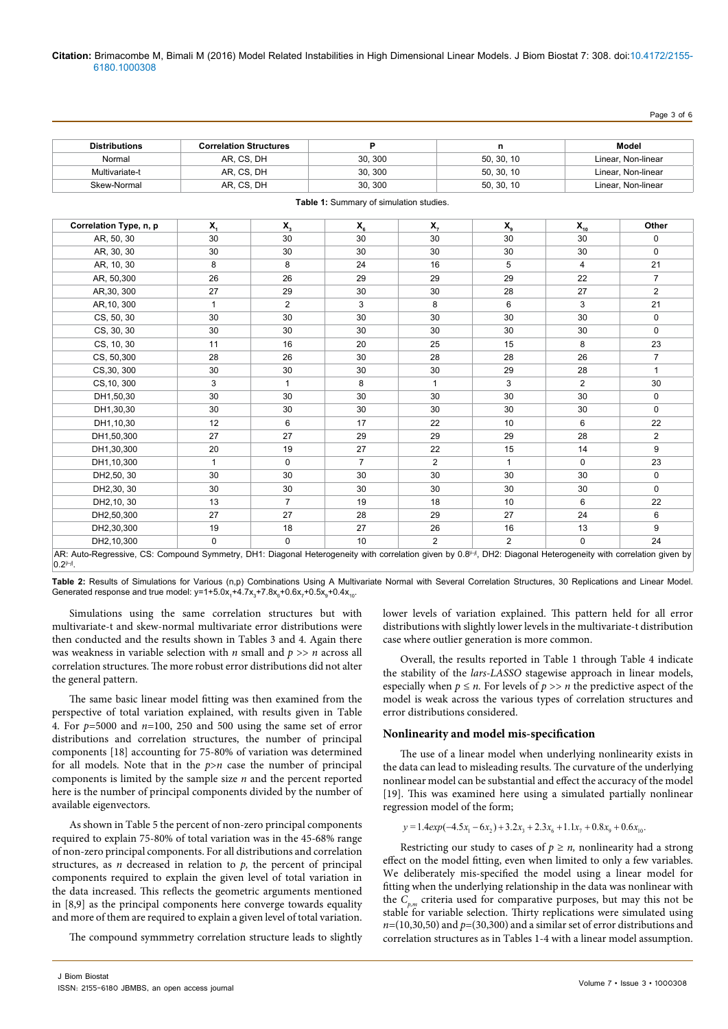| Distributions | Correlation Structures | P | n | Model |
|---|---|---|---|---|
| Normal | AR, CS, DH | 30, 300 | 50, 30, 10 | Linear, Non-linear |
| Multivariate-t | AR, CS, DH | 30, 300 | 50, 30, 10 | Linear, Non-linear |
| Skew-Normal | AR, CS, DH | 30, 300 | 50, 30, 10 | Linear, Non-linear |

**Table 1:** Summary of simulation studies.

| Correlation Type, n, p | $X_1$ | $X_3$ | $X_6$ | $X_7$ | $X_9$ | $X_{10}$ | Other |
|---|---|---|---|---|---|---|---|
| AR, 50, 30 | 30 | 30 | 30 | 30 | 30 | 30 | 0 |
| AR, 30, 30 | 30 | 30 | 30 | 30 | 30 | 30 | 0 |
| AR, 10, 30 | 8 | 8 | 24 | 16 | 5 | 4 | 21 |
| AR, 50,300 | 26 | 26 | 29 | 29 | 29 | 22 | 7 |
| AR,30, 300 | 27 | 29 | 30 | 30 | 28 | 27 | 2 |
| AR,10, 300 | 1 | 2 | 3 | 8 | 6 | 3 | 21 |
| CS, 50, 30 | 30 | 30 | 30 | 30 | 30 | 30 | 0 |
| CS, 30, 30 | 30 | 30 | 30 | 30 | 30 | 30 | 0 |
| CS, 10, 30 | 11 | 16 | 20 | 25 | 15 | 8 | 23 |
| CS, 50,300 | 28 | 26 | 30 | 28 | 28 | 26 | 7 |
| CS,30, 300 | 30 | 30 | 30 | 30 | 29 | 28 | 1 |
| CS,10, 300 | 3 | 1 | 8 | 1 | 3 | 2 | 30 |
| DH1,50,30 | 30 | 30 | 30 | 30 | 30 | 30 | 0 |
| DH1,30,30 | 30 | 30 | 30 | 30 | 30 | 30 | 0 |
| DH1,10,30 | 12 | 6 | 17 | 22 | 10 | 6 | 22 |
| DH1,50,300 | 27 | 27 | 29 | 29 | 29 | 28 | 2 |
| DH1,30,300 | 20 | 19 | 27 | 22 | 15 | 14 | 9 |
| DH1,10,300 | 1 | 0 | 7 | 2 | 1 | 0 | 23 |
| DH2,50, 30 | 30 | 30 | 30 | 30 | 30 | 30 | 0 |
| DH2,30, 30 | 30 | 30 | 30 | 30 | 30 | 30 | 0 |
| DH2,10, 30 | 13 | 7 | 19 | 18 | 10 | 6 | 22 |
| DH2,50,300 | 27 | 27 | 28 | 29 | 27 | 24 | 6 |
| DH2,30,300 | 19 | 18 | 27 | 26 | 16 | 13 | 9 |
| DH2,10,300 | 0 | 0 | 10 | 2 | 2 | 0 | 24 |

AR: Auto-Regressive, CS: Compound Symmetry, DH1: Diagonal Heterogeneity with correlation given by $0.8^{|i-j|}$, DH2: Diagonal Heterogeneity with correlation given by $0.2^{|i-j|}$.

**Table 2:** Results of Simulations for Various (n,p) Combinations Using A Multivariate Normal with Several Correlation Structures, 30 Replications and Linear Model. Generated response and true model: $y=1+5.0x_1+4.7x_3+7.8x_6+0.6x_7+0.5x_9+0.4x_{10}$.

Simulations using the same correlation structures but with multivariate-t and skew-normal multivariate error distributions were then conducted and the results shown in Tables 3 and 4. Again there was weakness in variable selection with $n$ small and $p >> n$ across all correlation structures. The more robust error distributions did not alter the general pattern.

The same basic linear model fitting was then examined from the perspective of total variation explained, with results given in Table 4. For $p$=5000 and $n$=100, 250 and 500 using the same set of error distributions and correlation structures, the number of principal components [18] accounting for 75-80% of variation was determined for all models. Note that in the $p>n$ case the number of principal components is limited by the sample size $n$ and the percent reported here is the number of principal components divided by the number of available eigenvectors.

As shown in Table 5 the percent of non-zero principal components required to explain 75-80% of total variation was in the 45-68% range of non-zero principal components. For all distributions and correlation structures, as $n$ decreased in relation to $p$, the percent of principal components required to explain the given level of total variation in the data increased. This reflects the geometric arguments mentioned in [8,9] as the principal components here converge towards equality and more of them are required to explain a given level of total variation.

The compound symmmetry correlation structure leads to slightly lower levels of variation explained. This pattern held for all error distributions with slightly lower levels in the multivariate-t distribution case where outlier generation is more common.

Overall, the results reported in Table 1 through Table 4 indicate the stability of the *lars-LASSO* stagewise approach in linear models, especially when $p \leq n$. For levels of $p >> n$ the predictive aspect of the model is weak across the various types of correlation structures and error distributions considered.

## Nonlinearity and model mis-specification

The use of a linear model when underlying nonlinearity exists in the data can lead to misleading results. The curvature of the underlying nonlinear model can be substantial and effect the accuracy of the model [19]. This was examined here using a simulated partially nonlinear regression model of the form;

$$y = 1.4exp(-4.5x_1 - 6x_2) + 3.2x_3 + 2.3x_6 + 1.1x_7 + 0.8x_9 + 0.6x_{10}.$$

Restricting our study to cases of $p \geq n$, nonlinearity had a strong effect on the model fitting, even when limited to only a few variables. We deliberately mis-specified the model using a linear model for fitting when the underlying relationship in the data was nonlinear with the $C_{p,m}$ criteria used for comparative purposes, but may this not be stable for variable selection. Thirty replications were simulated using $n$=(10,30,50) and $p$=(30,300) and a similar set of error distributions and correlation structures as in Tables 1-4 with a linear model assumption.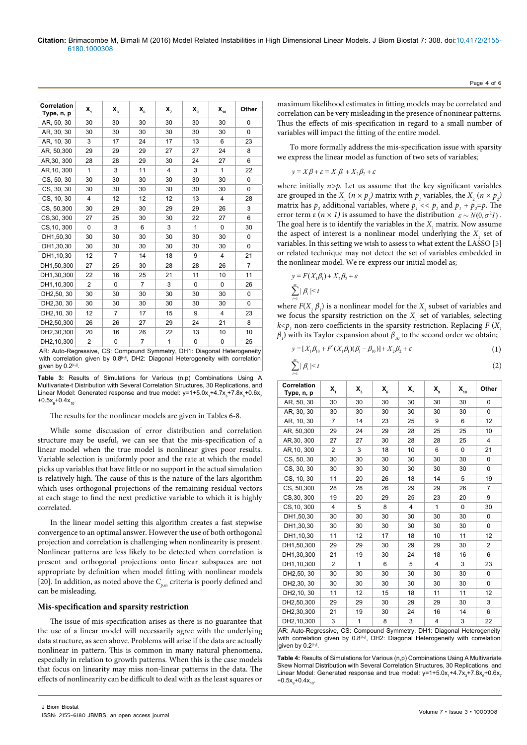| Correlation Type, n, p | $X_1$ | $X_3$ | $X_6$ | $X_7$ | $X_9$ | $X_{10}$ | Other |
|---|---|---|---|---|---|---|---|
| AR, 50, 30 | 30 | 30 | 30 | 30 | 30 | 30 | 0 |
| AR, 30, 30 | 30 | 30 | 30 | 30 | 30 | 30 | 0 |
| AR, 10, 30 | 3 | 17 | 24 | 17 | 13 | 6 | 23 |
| AR, 50,300 | 29 | 29 | 29 | 27 | 27 | 24 | 8 |
| AR,30, 300 | 28 | 28 | 29 | 30 | 24 | 27 | 6 |
| AR,10, 300 | 1 | 3 | 11 | 4 | 3 | 1 | 22 |
| CS, 50, 30 | 30 | 30 | 30 | 30 | 30 | 30 | 0 |
| CS, 30, 30 | 30 | 30 | 30 | 30 | 30 | 30 | 0 |
| CS, 10, 30 | 4 | 12 | 12 | 12 | 13 | 4 | 28 |
| CS, 50,300 | 30 | 29 | 30 | 29 | 29 | 26 | 3 |
| CS,30, 300 | 27 | 25 | 30 | 30 | 22 | 27 | 6 |
| CS,10, 300 | 0 | 3 | 6 | 3 | 1 | 0 | 30 |
| DH1,50,30 | 30 | 30 | 30 | 30 | 30 | 30 | 0 |
| DH1,30,30 | 30 | 30 | 30 | 30 | 30 | 30 | 0 |
| DH1,10,30 | 12 | 7 | 14 | 18 | 9 | 4 | 21 |
| DH1,50,300 | 27 | 25 | 30 | 28 | 28 | 26 | 7 |
| DH1,30,300 | 22 | 16 | 25 | 21 | 11 | 10 | 11 |
| DH1,10,300 | 2 | 0 | 7 | 3 | 0 | 0 | 26 |
| DH2,50, 30 | 30 | 30 | 30 | 30 | 30 | 30 | 0 |
| DH2,30, 30 | 30 | 30 | 30 | 30 | 30 | 30 | 0 |
| DH2,10, 30 | 12 | 7 | 17 | 15 | 9 | 4 | 23 |
| DH2,50,300 | 26 | 26 | 27 | 29 | 24 | 21 | 8 |
| DH2,30,300 | 20 | 16 | 26 | 22 | 13 | 10 | 10 |
| DH2,10,300 | 2 | 0 | 7 | 1 | 0 | 0 | 25 |

AR: Auto-Regressive, CS: Compound Symmetry, DH1: Diagonal Heterogeneity with correlation given by $0.8^{|i-j|}$, DH2: Diagonal Heterogeneity with correlation given by $0.2^{|i-j|}$.

**Table 3:** Results of Simulations for Various (n,p) Combinations Using A Multivariate-t Distribution with Several Correlation Structures, 30 Replications, and Linear Model: Generated response and true model: $y=1+5.0x_1+4.7x_3+7.8x_6+0.6x_7+0.5x_9+0.4x_{10}$.

The results for the nonlinear models are given in Tables 6-8.

While some discussion of error distribution and correlation structure may be useful, we can see that the mis-specification of a linear model when the true model is nonlinear gives poor results. Variable selection is uniformly poor and the rate at which the model picks up variables that have little or no support in the actual simulation is relatively high. The cause of this is the nature of the lars algorithm which uses orthogonal projections of the remaining residual vectors at each stage to find the next predictive variable to which it is highly correlated.

In the linear model setting this algorithm creates a fast stepwise convergence to an optimal answer. However the use of both orthogonal projection and correlation is challenging when nonlinearity is present. Nonlinear patterns are less likely to be detected when correlation is present and orthogonal projections onto linear subspaces are not appropriate by definition when model fitting with nonlinear models [20]. In addition, as noted above the $C_{p,m}$ criteria is poorly defined and can be misleading.

## Mis-specification and sparsity restriction

The issue of mis-specification arises as there is no guarantee that the use of a linear model will necessarily agree with the underlying data structure, as seen above. Problems will arise if the data are actually nonlinear in pattern. This is common in many natural phenomena, especially in relation to growth patterns. When this is the case models that focus on linearity may miss non-linear patterns in the data. The effects of nonlinearity can be difficult to deal with as the least squares or maximum likelihood estimates in fitting models may be correlated and correlation can be very misleading in the presence of nonlinear patterns. Thus the effects of mis-specification in regard to a small number of variables will impact the fitting of the entire model.

To more formally address the mis-specification issue with sparsity we express the linear model as function of two sets of variables;

$$y = X\beta + \varepsilon = X_1\beta_1 + X_2\beta_2 + \varepsilon$$

where initially $n>p$. Let us assume that the key significant variables are grouped in the $X_1$ $(n \times p_1)$ matrix with $p_1$ variables, the $X_2$ $(n \times p_2)$ matrix has $p_2$ additional variables, where $p_1 << p_2$ and $p_1 + p_2 = p$. The error term $\varepsilon$ $(n \times 1)$ is assumed to have the distribution $\varepsilon \sim N(0, \sigma^2 I)$. The goal here is to identify the variables in the $X_1$ matrix. Now assume the aspect of interest is a nonlinear model underlying the $X_1$ set of variables. In this setting we wish to assess to what extent the LASSO [5] or related technique may not detect the set of variables embedded in the nonlinear model. We re-express our initial model as;

$$y = F(X_1\beta_1) + X_2\beta_2 + \varepsilon$$

$$\sum_{i=1}^{m} |\beta_i| < t$$

where $F(X_1\beta_1)$ is a nonlinear model for the $X_1$ subset of variables and we focus the sparsity restriction on the $X_1$ set of variables, selecting $k<p_1$ non-zero coefficients in the sparsity restriction. Replacing $F(X_1\beta_1)$ with its Taylor expansion about $\beta_{10}$ to the second order we obtain;

$$y = [X_1\beta_{10} + F'(X_1\beta_1)(\beta_1 - \beta_{10})] + X_2\beta_2 + \varepsilon \tag{1}$$

$$\sum_{i=1}^{m} |\beta_i| < t \tag{2}$$

| Correlation Type, n, p | $X_1$ | $X_3$ | $X_6$ | $X_7$ | $X_9$ | $X_{10}$ | Other |
|---|---|---|---|---|---|---|---|
| AR, 50, 30 | 30 | 30 | 30 | 30 | 30 | 30 | 0 |
| AR, 30, 30 | 30 | 30 | 30 | 30 | 30 | 30 | 0 |
| AR, 10, 30 | 7 | 14 | 23 | 25 | 9 | 6 | 12 |
| AR, 50,300 | 29 | 24 | 29 | 28 | 25 | 25 | 10 |
| AR,30, 300 | 27 | 27 | 30 | 28 | 28 | 25 | 4 |
| AR,10, 300 | 2 | 3 | 18 | 10 | 6 | 0 | 21 |
| CS, 50, 30 | 30 | 30 | 30 | 30 | 30 | 30 | 0 |
| CS, 30, 30 | 30 | 30 | 30 | 30 | 30 | 30 | 0 |
| CS, 10, 30 | 11 | 20 | 26 | 18 | 14 | 5 | 19 |
| CS, 50,300 | 28 | 28 | 26 | 29 | 29 | 26 | 7 |
| CS,30, 300 | 19 | 20 | 29 | 25 | 23 | 20 | 9 |
| CS,10, 300 | 4 | 5 | 8 | 4 | 1 | 0 | 30 |
| DH1,50,30 | 30 | 30 | 30 | 30 | 30 | 30 | 0 |
| DH1,30,30 | 30 | 30 | 30 | 30 | 30 | 30 | 0 |
| DH1,10,30 | 11 | 12 | 17 | 18 | 10 | 11 | 12 |
| DH1,50,300 | 29 | 29 | 30 | 29 | 29 | 30 | 2 |
| DH1,30,300 | 21 | 19 | 30 | 24 | 18 | 16 | 6 |
| DH1,10,300 | 2 | 1 | 6 | 5 | 4 | 3 | 23 |
| DH2,50, 30 | 30 | 30 | 30 | 30 | 30 | 30 | 0 |
| DH2,30, 30 | 30 | 30 | 30 | 30 | 30 | 30 | 0 |
| DH2,10, 30 | 11 | 12 | 15 | 18 | 11 | 11 | 12 |
| DH2,50,300 | 29 | 29 | 30 | 29 | 29 | 30 | 3 |
| DH2,30,300 | 21 | 19 | 30 | 24 | 16 | 14 | 6 |
| DH2,10,300 | 3 | 1 | 8 | 3 | 4 | 3 | 22 |

AR: Auto-Regressive, CS: Compound Symmetry, DH1: Diagonal Heterogeneity with correlation given by $0.8^{|i-j|}$, DH2: Diagonal Heterogeneity with correlation given by $0.2^{|i-j|}$.

**Table 4:** Results of Simulations for Various (n,p) Combinations Using A Multivariate Skew Normal Distribution with Several Correlation Structures, 30 Replications, and Linear Model: Generated response and true model: $y=1+5.0x_1+4.7x_3+7.8x_6+0.6x_7+0.5x_9+0.4x_{10}$.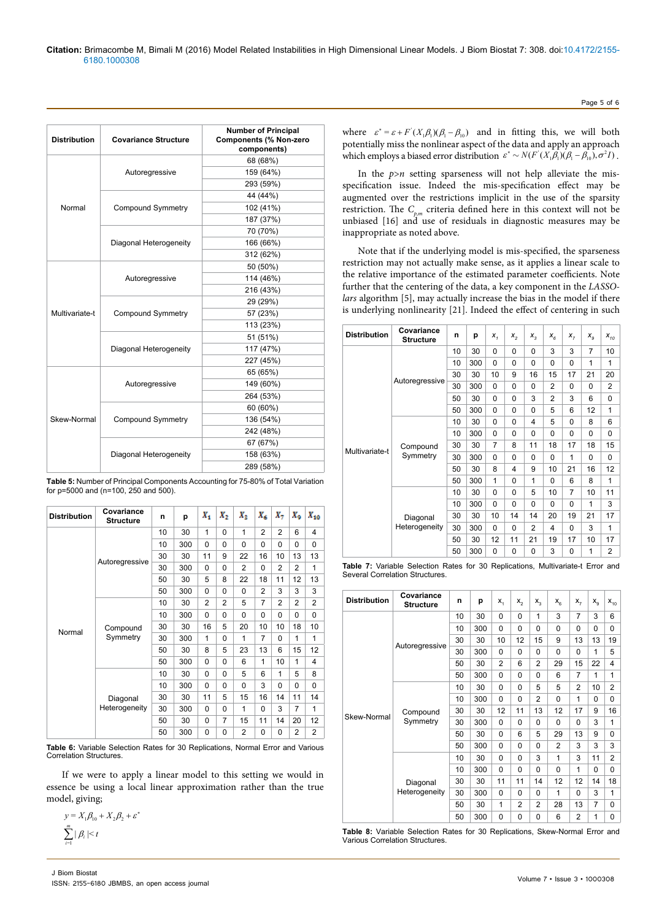| Distribution | Covariance Structure | Number of Principal Components (% Non-zero components) |
|---|---|---|
| Normal | Autoregressive | 68 (68%) |
| | | 159 (64%) |
| | | 293 (59%) |
| | Compound Symmetry | 44 (44%) |
| | | 102 (41%) |
| | | 187 (37%) |
| | Diagonal Heterogeneity | 70 (70%) |
| | | 166 (66%) |
| | | 312 (62%) |
| Multivariate-t | Autoregressive | 50 (50%) |
| | | 114 (46%) |
| | | 216 (43%) |
| | Compound Symmetry | 29 (29%) |
| | | 57 (23%) |
| | | 113 (23%) |
| | Diagonal Heterogeneity | 51 (51%) |
| | | 117 (47%) |
| | | 227 (45%) |
| Skew-Normal | Autoregressive | 65 (65%) |
| | | 149 (60%) |
| | | 264 (53%) |
| | Compound Symmetry | 60 (60%) |
| | | 136 (54%) |
| | | 242 (48%) |
| | Diagonal Heterogeneity | 67 (67%) |
| | | 158 (63%) |
| | | 289 (58%) |

**Table 5:** Number of Principal Components Accounting for 75-80% of Total Variation for p=5000 and (n=100, 250 and 500).

| Distribution | Covariance Structure | n | p | $X_1$ | $X_2$ | $X_3$ | $X_6$ | $X_7$ | $X_9$ | $X_{10}$ |
|---|---|---|---|---|---|---|---|---|---|---|
| Normal | Autoregressive | 10 | 30 | 1 | 0 | 1 | 2 | 2 | 6 | 4 |
| | | 10 | 300 | 0 | 0 | 0 | 0 | 0 | 0 | 0 |
| | | 30 | 30 | 11 | 9 | 22 | 16 | 10 | 13 | 13 |
| | | 30 | 300 | 0 | 0 | 2 | 0 | 2 | 2 | 1 |
| | | 50 | 30 | 5 | 8 | 22 | 18 | 11 | 12 | 13 |
| | | 50 | 300 | 0 | 0 | 0 | 2 | 3 | 3 | 3 |
| | Compound Symmetry | 10 | 30 | 2 | 2 | 5 | 7 | 2 | 2 | 2 |
| | | 10 | 300 | 0 | 0 | 0 | 0 | 0 | 0 | 0 |
| | | 30 | 30 | 16 | 5 | 20 | 10 | 10 | 18 | 10 |
| | | 30 | 300 | 1 | 0 | 1 | 7 | 0 | 1 | 1 |
| | | 50 | 30 | 8 | 5 | 23 | 13 | 6 | 15 | 12 |
| | | 50 | 300 | 0 | 0 | 6 | 1 | 10 | 1 | 4 |
| | Diagonal Heterogeneity | 10 | 30 | 0 | 0 | 5 | 6 | 1 | 5 | 8 |
| | | 10 | 300 | 0 | 0 | 0 | 3 | 0 | 0 | 0 |
| | | 30 | 30 | 11 | 5 | 15 | 16 | 14 | 11 | 14 |
| | | 30 | 300 | 0 | 0 | 1 | 0 | 3 | 7 | 1 |
| | | 50 | 30 | 0 | 7 | 15 | 11 | 14 | 20 | 12 |
| | | 50 | 300 | 0 | 0 | 2 | 0 | 0 | 2 | 2 |

**Table 6:** Variable Selection Rates for 30 Replications, Normal Error and Various Correlation Structures.

If we were to apply a linear model to this setting we would in essence be using a local linear approximation rather than the true model, giving;

$$y = X_1\beta_{10} + X_2\beta_2 + \varepsilon^*$$
$$\sum_{i=1}^{m} |\beta_i| < t$$

where $\varepsilon^* = \varepsilon + F'(X_1\beta_1)(\beta_1 - \beta_{10})$ and in fitting this, we will both potentially miss the nonlinear aspect of the data and apply an approach which employs a biased error distribution $\varepsilon^* \sim N(F'(X_1\beta_1)(\beta_1 - \beta_{10}), \sigma^2 I)$.

In the $p>n$ setting sparseness will not help alleviate the mis-specification issue. Indeed the mis-specification effect may be augmented over the restrictions implicit in the use of the sparsity restriction. The $C_{p,m}$ criteria defined here in this context will not be unbiased [16] and use of residuals in diagnostic measures may be inappropriate as noted above.

Note that if the underlying model is mis-specified, the sparseness restriction may not actually make sense, as it applies a linear scale to the relative importance of the estimated parameter coefficients. Note further that the centering of the data, a key component in the *LASSO-lars* algorithm [5], may actually increase the bias in the model if there is underlying nonlinearity [21]. Indeed the effect of centering in such

| Distribution | Covariance Structure | n | p | $x_1$ | $x_2$ | $x_3$ | $x_6$ | $x_7$ | $x_9$ | $x_{10}$ |
|---|---|---|---|---|---|---|---|---|---|---|
| Multivariate-t | Autoregressive | 10 | 30 | 0 | 0 | 0 | 3 | 3 | 7 | 10 |
| | | 10 | 300 | 0 | 0 | 0 | 0 | 0 | 1 | 1 |
| | | 30 | 30 | 10 | 9 | 16 | 15 | 17 | 21 | 20 |
| | | 30 | 300 | 0 | 0 | 0 | 2 | 0 | 0 | 2 |
| | | 50 | 30 | 0 | 0 | 3 | 2 | 3 | 6 | 0 |
| | | 50 | 300 | 0 | 0 | 0 | 5 | 6 | 12 | 1 |
| | Compound Symmetry | 10 | 30 | 0 | 0 | 4 | 5 | 0 | 8 | 6 |
| | | 10 | 300 | 0 | 0 | 0 | 0 | 0 | 0 | 0 |
| | | 30 | 30 | 7 | 8 | 11 | 18 | 17 | 18 | 15 |
| | | 30 | 300 | 0 | 0 | 0 | 0 | 1 | 0 | 0 |
| | | 50 | 30 | 8 | 4 | 9 | 10 | 21 | 16 | 12 |
| | | 50 | 300 | 1 | 0 | 1 | 0 | 6 | 8 | 1 |
| | Diagonal Heterogeneity | 10 | 30 | 0 | 0 | 5 | 10 | 7 | 10 | 11 |
| | | 10 | 300 | 0 | 0 | 0 | 0 | 0 | 1 | 3 |
| | | 30 | 30 | 10 | 14 | 14 | 20 | 19 | 21 | 17 |
| | | 30 | 300 | 0 | 0 | 2 | 4 | 0 | 3 | 1 |
| | | 50 | 30 | 12 | 11 | 21 | 19 | 17 | 10 | 17 |
| | | 50 | 300 | 0 | 0 | 0 | 3 | 0 | 1 | 2 |

**Table 7:** Variable Selection Rates for 30 Replications, Multivariate-t Error and Several Correlation Structures.

| Distribution | Covariance Structure | n | p | $x_1$ | $x_2$ | $x_3$ | $x_6$ | $x_7$ | $x_9$ | $x_{10}$ |
|---|---|---|---|---|---|---|---|---|---|---|
| Skew-Normal | Autoregressive | 10 | 30 | 0 | 0 | 1 | 3 | 7 | 3 | 6 |
| | | 10 | 300 | 0 | 0 | 0 | 0 | 0 | 0 | 0 |
| | | 30 | 30 | 10 | 12 | 15 | 9 | 13 | 13 | 19 |
| | | 30 | 300 | 0 | 0 | 0 | 0 | 0 | 1 | 5 |
| | | 50 | 30 | 2 | 6 | 2 | 29 | 15 | 22 | 4 |
| | | 50 | 300 | 0 | 0 | 0 | 6 | 7 | 1 | 1 |
| | Compound Symmetry | 10 | 30 | 0 | 0 | 5 | 5 | 2 | 10 | 2 |
| | | 10 | 300 | 0 | 0 | 2 | 0 | 1 | 0 | 0 |
| | | 30 | 30 | 12 | 11 | 13 | 12 | 17 | 9 | 16 |
| | | 30 | 300 | 0 | 0 | 0 | 0 | 0 | 3 | 1 |
| | | 50 | 30 | 0 | 6 | 5 | 29 | 13 | 9 | 0 |
| | | 50 | 300 | 0 | 0 | 0 | 2 | 3 | 3 | 3 |
| | Diagonal Heterogeneity | 10 | 30 | 0 | 0 | 3 | 1 | 3 | 11 | 2 |
| | | 10 | 300 | 0 | 0 | 0 | 0 | 1 | 0 | 0 |
| | | 30 | 30 | 11 | 11 | 14 | 12 | 12 | 14 | 18 |
| | | 30 | 300 | 0 | 0 | 0 | 1 | 0 | 3 | 1 |
| | | 50 | 30 | 1 | 2 | 2 | 28 | 13 | 7 | 0 |
| | | 50 | 300 | 0 | 0 | 0 | 6 | 2 | 1 | 0 |

**Table 8:** Variable Selection Rates for 30 Replications, Skew-Normal Error and Various Correlation Structures.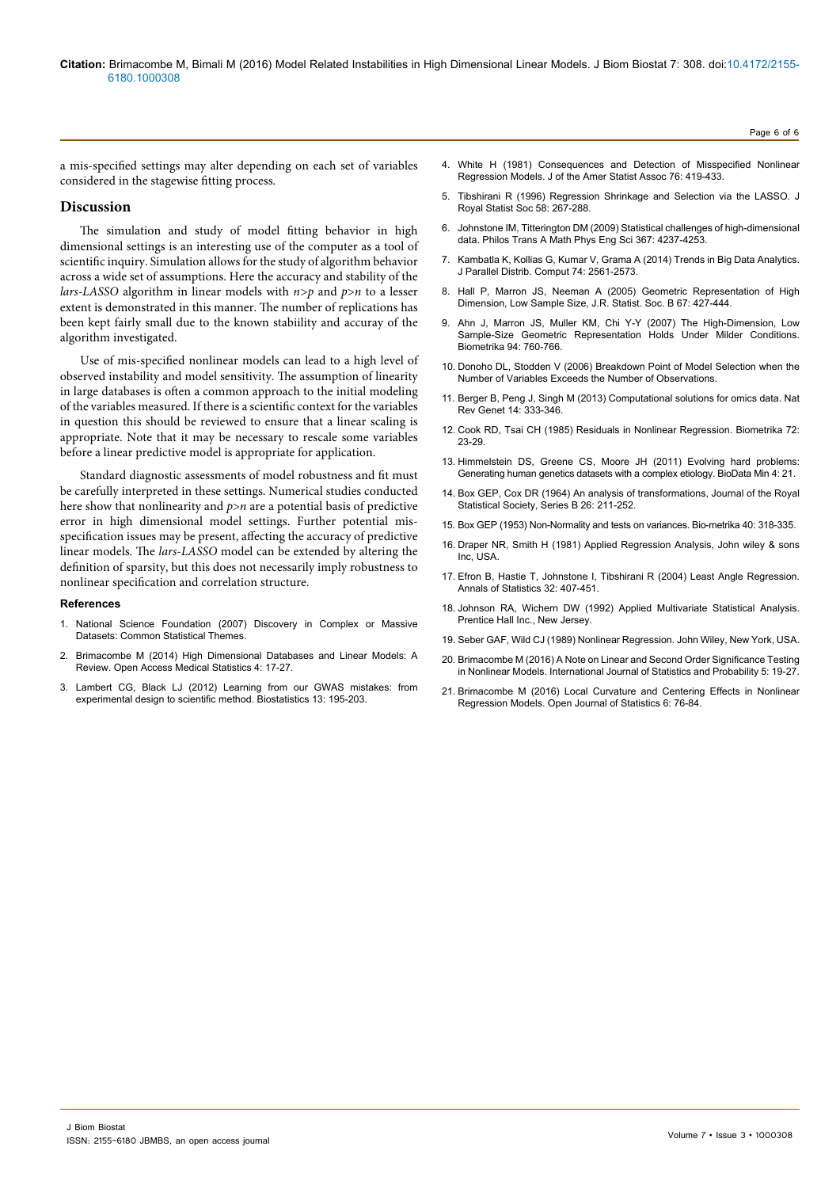a mis-specified settings may alter depending on each set of variables considered in the stagewise fitting process.

## Discussion

The simulation and study of model fitting behavior in high dimensional settings is an interesting use of the computer as a tool of scientific inquiry. Simulation allows for the study of algorithm behavior across a wide set of assumptions. Here the accuracy and stability of the *lars-LASSO* algorithm in linear models with $n>p$ and $p>n$ to a lesser extent is demonstrated in this manner. The number of replications has been kept fairly small due to the known stabiility and accuray of the algorithm investigated.

Use of mis-specified nonlinear models can lead to a high level of observed instability and model sensitivity. The assumption of linearity in large databases is often a common approach to the initial modeling of the variables measured. If there is a scientific context for the variables in question this should be reviewed to ensure that a linear scaling is appropriate. Note that it may be necessary to rescale some variables before a linear predictive model is appropriate for application.

Standard diagnostic assessments of model robustness and fit must be carefully interpreted in these settings. Numerical studies conducted here show that nonlinearity and $p>n$ are a potential basis of predictive error in high dimensional model settings. Further potential mis-specification issues may be present, affecting the accuracy of predictive linear models. The *lars-LASSO* model can be extended by altering the definition of sparsity, but this does not necessarily imply robustness to nonlinear specification and correlation structure.

### References

1. National Science Foundation (2007) Discovery in Complex or Massive Datasets: Common Statistical Themes.
2. Brimacombe M (2014) High Dimensional Databases and Linear Models: A Review. Open Access Medical Statistics 4: 17-27.
3. Lambert CG, Black LJ (2012) Learning from our GWAS mistakes: from experimental design to scientific method. Biostatistics 13: 195-203.
4. White H (1981) Consequences and Detection of Misspecified Nonlinear Regression Models. J of the Amer Statist Assoc 76: 419-433.
5. Tibshirani R (1996) Regression Shrinkage and Selection via the LASSO. J Royal Statist Soc 58: 267-288.
6. Johnstone IM, Titterington DM (2009) Statistical challenges of high-dimensional data. Philos Trans A Math Phys Eng Sci 367: 4237-4253.
7. Kambatla K, Kollias G, Kumar V, Grama A (2014) Trends in Big Data Analytics. J Parallel Distrib. Comput 74: 2561-2573.
8. Hall P, Marron JS, Neeman A (2005) Geometric Representation of High Dimension, Low Sample Size, J.R. Statist. Soc. B 67: 427-444.
9. Ahn J, Marron JS, Muller KM, Chi Y-Y (2007) The High-Dimension, Low Sample-Size Geometric Representation Holds Under Milder Conditions. Biometrika 94: 760-766.
10. Donoho DL, Stodden V (2006) Breakdown Point of Model Selection when the Number of Variables Exceeds the Number of Observations.
11. Berger B, Peng J, Singh M (2013) Computational solutions for omics data. Nat Rev Genet 14: 333-346.
12. Cook RD, Tsai CH (1985) Residuals in Nonlinear Regression. Biometrika 72: 23-29.
13. Himmelstein DS, Greene CS, Moore JH (2011) Evolving hard problems: Generating human genetics datasets with a complex etiology. BioData Min 4: 21.
14. Box GEP, Cox DR (1964) An analysis of transformations, Journal of the Royal Statistical Society, Series B 26: 211-252.
15. Box GEP (1953) Non-Normality and tests on variances. Bio-metrika 40: 318-335.
16. Draper NR, Smith H (1981) Applied Regression Analysis, John wiley & sons Inc, USA.
17. Efron B, Hastie T, Johnstone I, Tibshirani R (2004) Least Angle Regression. Annals of Statistics 32: 407-451.
18. Johnson RA, Wichern DW (1992) Applied Multivariate Statistical Analysis. Prentice Hall Inc., New Jersey.
19. Seber GAF, Wild CJ (1989) Nonlinear Regression. John Wiley, New York, USA.
20. Brimacombe M (2016) A Note on Linear and Second Order Significance Testing in Nonlinear Models. International Journal of Statistics and Probability 5: 19-27.
21. Brimacombe M (2016) Local Curvature and Centering Effects in Nonlinear Regression Models. Open Journal of Statistics 6: 76-84.